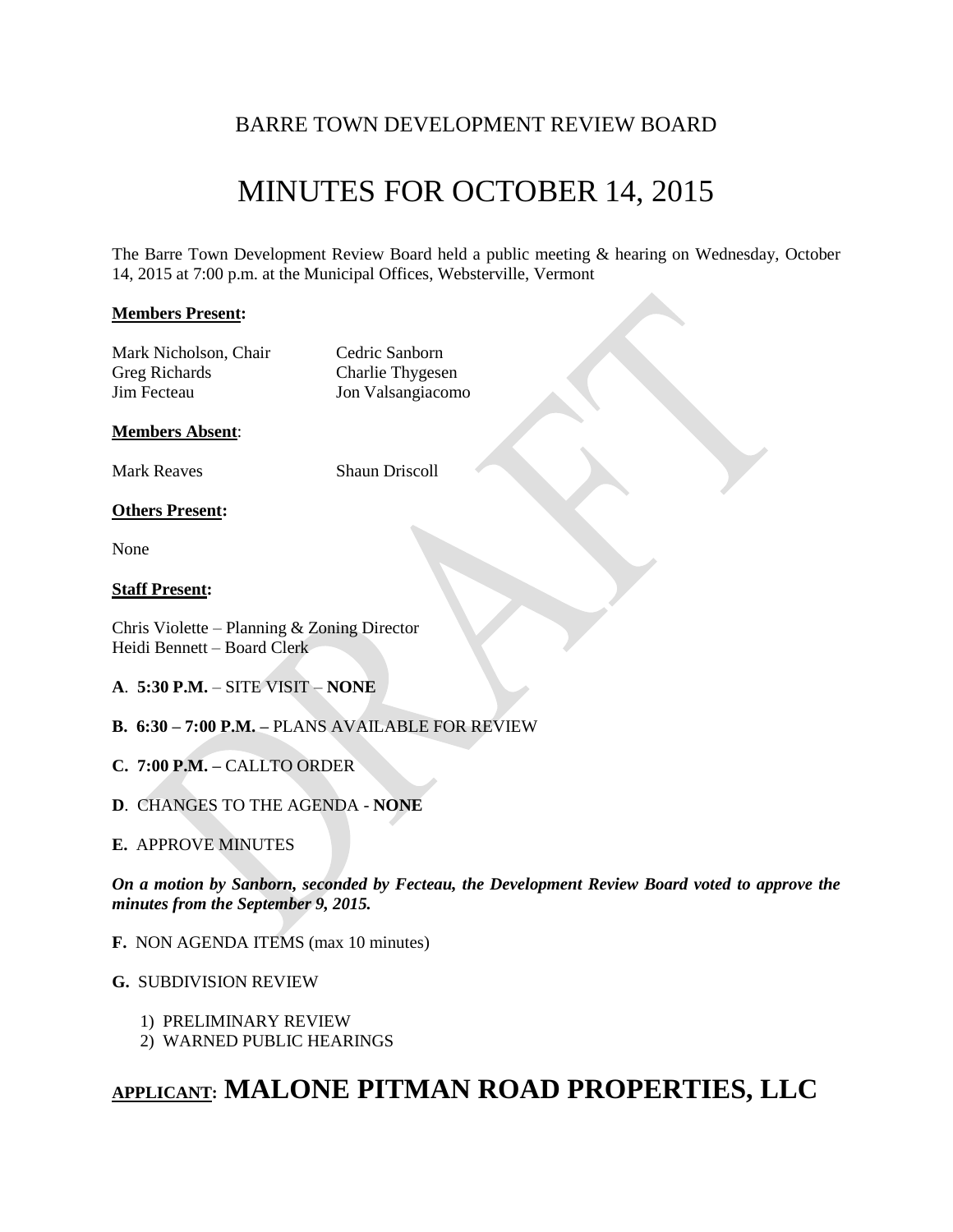BARRE TOWN DEVELOPMENT REVIEW BOARD

# MINUTES FOR OCTOBER 14, 2015

The Barre Town Development Review Board held a public meeting & hearing on Wednesday, October 14, 2015 at 7:00 p.m. at the Municipal Offices, Websterville, Vermont

**Members Present:**

| | |
|---|---|
| Mark Nicholson, Chair | Cedric Sanborn |
| Greg Richards | Charlie Thygesen |
| Jim Fecteau | Jon Valsangiacomo |

**Members Absent**:

| | |
|---|---|
| Mark Reaves | Shaun Driscoll |

**Others Present:**

None

**Staff Present:**

Chris Violette – Planning & Zoning Director
Heidi Bennett – Board Clerk

**A**. **5:30 P.M.** – SITE VISIT – **NONE**

**B. 6:30 – 7:00 P.M. –** PLANS AVAILABLE FOR REVIEW

**C. 7:00 P.M. –** CALLTO ORDER

**D**. CHANGES TO THE AGENDA - **NONE**

**E.** APPROVE MINUTES

***On a motion by Sanborn, seconded by Fecteau, the Development Review Board voted to approve the minutes from the September 9, 2015.***

**F.** NON AGENDA ITEMS (max 10 minutes)

**G.** SUBDIVISION REVIEW

1) PRELIMINARY REVIEW
2) WARNED PUBLIC HEARINGS

## APPLICANT: MALONE PITMAN ROAD PROPERTIES, LLC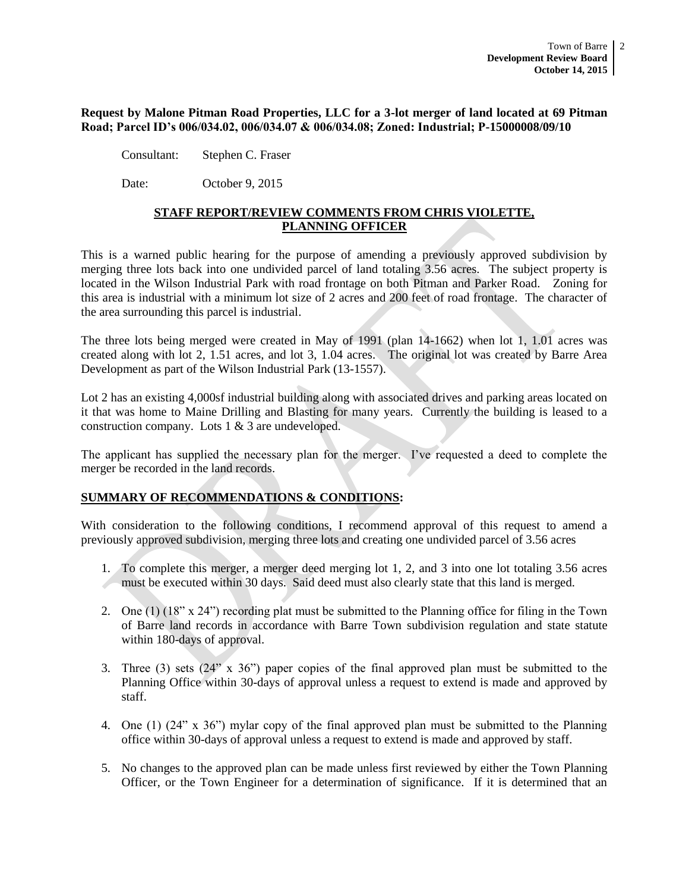**Request by Malone Pitman Road Properties, LLC for a 3-lot merger of land located at 69 Pitman Road; Parcel ID's 006/034.02, 006/034.07 & 006/034.08; Zoned: Industrial; P-15000008/09/10**

Consultant: Stephen C. Fraser

Date: October 9, 2015

**STAFF REPORT/REVIEW COMMENTS FROM CHRIS VIOLETTE, PLANNING OFFICER**

This is a warned public hearing for the purpose of amending a previously approved subdivision by merging three lots back into one undivided parcel of land totaling 3.56 acres. The subject property is located in the Wilson Industrial Park with road frontage on both Pitman and Parker Road. Zoning for this area is industrial with a minimum lot size of 2 acres and 200 feet of road frontage. The character of the area surrounding this parcel is industrial.

The three lots being merged were created in May of 1991 (plan 14-1662) when lot 1, 1.01 acres was created along with lot 2, 1.51 acres, and lot 3, 1.04 acres. The original lot was created by Barre Area Development as part of the Wilson Industrial Park (13-1557).

Lot 2 has an existing 4,000sf industrial building along with associated drives and parking areas located on it that was home to Maine Drilling and Blasting for many years. Currently the building is leased to a construction company. Lots 1 & 3 are undeveloped.

The applicant has supplied the necessary plan for the merger. I've requested a deed to complete the merger be recorded in the land records.

**SUMMARY OF RECOMMENDATIONS & CONDITIONS:**

With consideration to the following conditions, I recommend approval of this request to amend a previously approved subdivision, merging three lots and creating one undivided parcel of 3.56 acres

1. To complete this merger, a merger deed merging lot 1, 2, and 3 into one lot totaling 3.56 acres must be executed within 30 days. Said deed must also clearly state that this land is merged.

2. One (1) (18" x 24") recording plat must be submitted to the Planning office for filing in the Town of Barre land records in accordance with Barre Town subdivision regulation and state statute within 180-days of approval.

3. Three (3) sets (24" x 36") paper copies of the final approved plan must be submitted to the Planning Office within 30-days of approval unless a request to extend is made and approved by staff.

4. One (1) (24" x 36") mylar copy of the final approved plan must be submitted to the Planning office within 30-days of approval unless a request to extend is made and approved by staff.

5. No changes to the approved plan can be made unless first reviewed by either the Town Planning Officer, or the Town Engineer for a determination of significance. If it is determined that an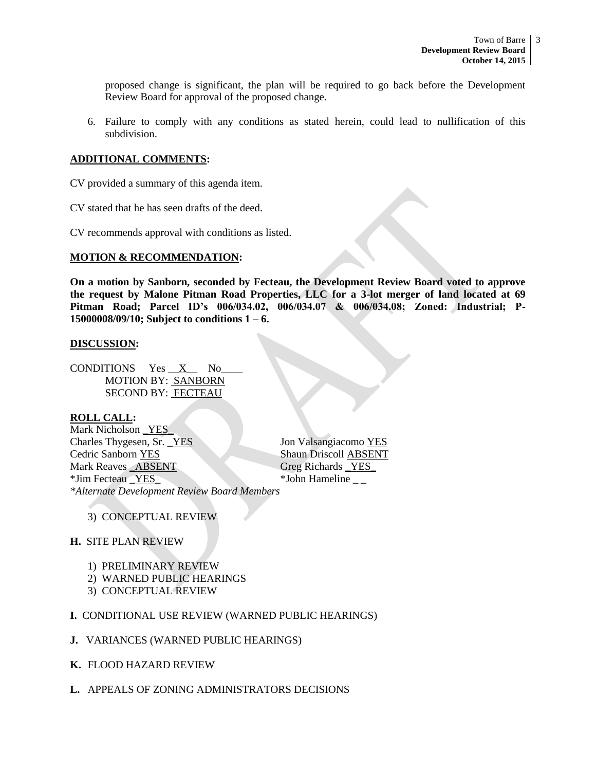proposed change is significant, the plan will be required to go back before the Development Review Board for approval of the proposed change.

6. Failure to comply with any conditions as stated herein, could lead to nullification of this subdivision.

**ADDITIONAL COMMENTS:**

CV provided a summary of this agenda item.

CV stated that he has seen drafts of the deed.

CV recommends approval with conditions as listed.

**MOTION & RECOMMENDATION:**

**On a motion by Sanborn, seconded by Fecteau, the Development Review Board voted to approve the request by Malone Pitman Road Properties, LLC for a 3-lot merger of land located at 69 Pitman Road; Parcel ID's 006/034.02, 006/034.07 & 006/034.08; Zoned: Industrial; P-15000008/09/10; Subject to conditions 1 – 6.**

**DISCUSSION:**

CONDITIONS Yes __X__ No____
MOTION BY: SANBORN
SECOND BY: FECTEAU

**ROLL CALL:**

Mark Nicholson _YES_
Charles Thygesen, Sr. _YES
Cedric Sanborn YES
Mark Reaves _ABSENT
*Jim Fecteau _YES_
Jon Valsangiacomo YES
Shaun Driscoll ABSENT
Greg Richards _YES_
*John Hameline _ _

*\*Alternate Development Review Board Members*

3) CONCEPTUAL REVIEW

**H.** SITE PLAN REVIEW

1) PRELIMINARY REVIEW
2) WARNED PUBLIC HEARINGS
3) CONCEPTUAL REVIEW

**I.** CONDITIONAL USE REVIEW (WARNED PUBLIC HEARINGS)

**J.** VARIANCES (WARNED PUBLIC HEARINGS)

**K.** FLOOD HAZARD REVIEW

**L.** APPEALS OF ZONING ADMINISTRATORS DECISIONS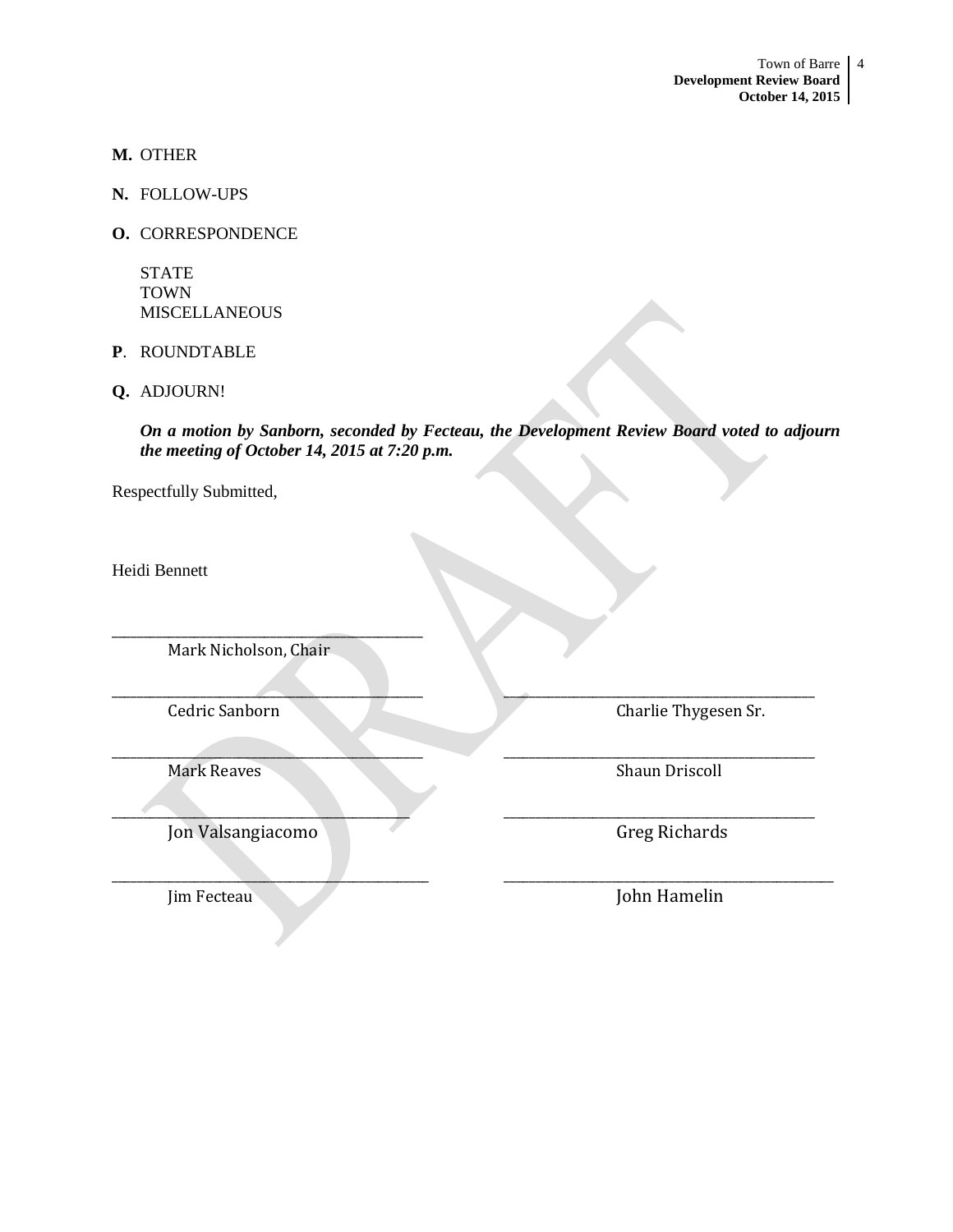**M.** OTHER

**N.** FOLLOW-UPS

**O.** CORRESPONDENCE

STATE
TOWN
MISCELLANEOUS

**P**. ROUNDTABLE

**Q.** ADJOURN!

***On a motion by Sanborn, seconded by Fecteau, the Development Review Board voted to adjourn the meeting of October 14, 2015 at 7:20 p.m.***

Respectfully Submitted,

Heidi Bennett

\_\_\_\_\_\_\_\_\_\_\_\_\_\_\_\_\_\_\_\_\_\_\_\_\_\_\_\_\_\_\_\_\_\_\_\_\_\_\_\_
Mark Nicholson, Chair

\_\_\_\_\_\_\_\_\_\_\_\_\_\_\_\_\_\_\_\_\_\_\_\_\_\_\_\_\_\_\_\_\_\_\_\_\_\_\_\_
Cedric Sanborn

\_\_\_\_\_\_\_\_\_\_\_\_\_\_\_\_\_\_\_\_\_\_\_\_\_\_\_\_\_\_\_\_\_\_\_\_\_\_\_\_
Charlie Thygesen Sr.

\_\_\_\_\_\_\_\_\_\_\_\_\_\_\_\_\_\_\_\_\_\_\_\_\_\_\_\_\_\_\_\_\_\_\_\_\_\_\_\_
Mark Reaves

\_\_\_\_\_\_\_\_\_\_\_\_\_\_\_\_\_\_\_\_\_\_\_\_\_\_\_\_\_\_\_\_\_\_\_\_\_\_\_\_
Shaun Driscoll

\_\_\_\_\_\_\_\_\_\_\_\_\_\_\_\_\_\_\_\_\_\_\_\_\_\_\_\_\_\_\_\_\_\_\_\_\_\_\_\_
Jon Valsangiacomo

\_\_\_\_\_\_\_\_\_\_\_\_\_\_\_\_\_\_\_\_\_\_\_\_\_\_\_\_\_\_\_\_\_\_\_\_\_\_\_\_
Greg Richards

\_\_\_\_\_\_\_\_\_\_\_\_\_\_\_\_\_\_\_\_\_\_\_\_\_\_\_\_\_\_\_\_\_\_\_\_\_\_\_\_
Jim Fecteau

\_\_\_\_\_\_\_\_\_\_\_\_\_\_\_\_\_\_\_\_\_\_\_\_\_\_\_\_\_\_\_\_\_\_\_\_\_\_\_\_
John Hamelin

DRAFT